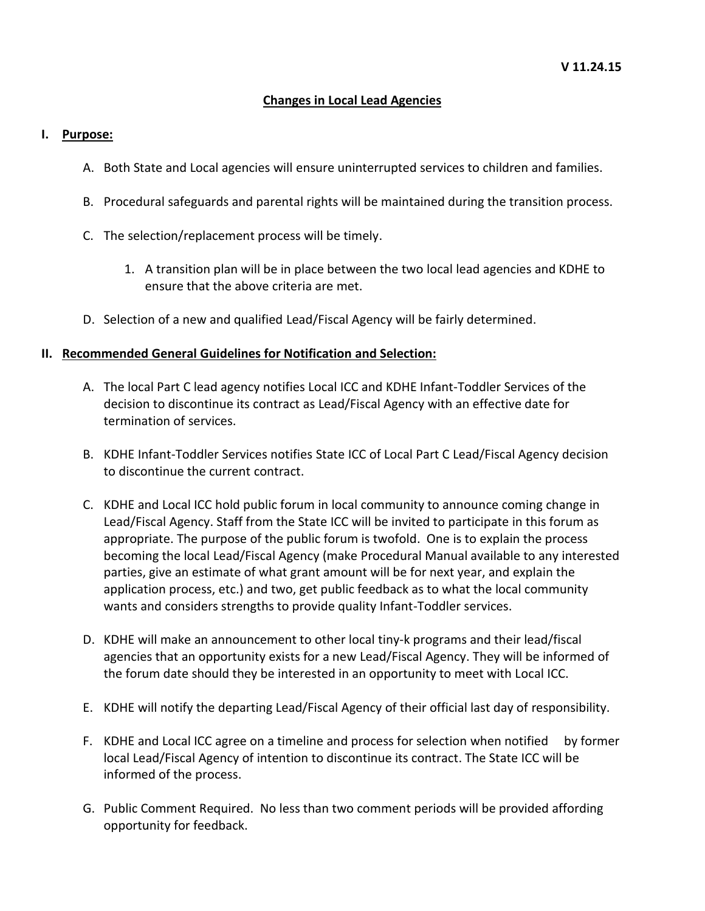**V 11.24.15**

# Changes in Local Lead Agencies

## I. Purpose:

A. Both State and Local agencies will ensure uninterrupted services to children and families.

B. Procedural safeguards and parental rights will be maintained during the transition process.

C. The selection/replacement process will be timely.

   1. A transition plan will be in place between the two local lead agencies and KDHE to ensure that the above criteria are met.

D. Selection of a new and qualified Lead/Fiscal Agency will be fairly determined.

## II. Recommended General Guidelines for Notification and Selection:

A. The local Part C lead agency notifies Local ICC and KDHE Infant-Toddler Services of the decision to discontinue its contract as Lead/Fiscal Agency with an effective date for termination of services.

B. KDHE Infant-Toddler Services notifies State ICC of Local Part C Lead/Fiscal Agency decision to discontinue the current contract.

C. KDHE and Local ICC hold public forum in local community to announce coming change in Lead/Fiscal Agency. Staff from the State ICC will be invited to participate in this forum as appropriate. The purpose of the public forum is twofold. One is to explain the process becoming the local Lead/Fiscal Agency (make Procedural Manual available to any interested parties, give an estimate of what grant amount will be for next year, and explain the application process, etc.) and two, get public feedback as to what the local community wants and considers strengths to provide quality Infant-Toddler services.

D. KDHE will make an announcement to other local tiny-k programs and their lead/fiscal agencies that an opportunity exists for a new Lead/Fiscal Agency. They will be informed of the forum date should they be interested in an opportunity to meet with Local ICC.

E. KDHE will notify the departing Lead/Fiscal Agency of their official last day of responsibility.

F. KDHE and Local ICC agree on a timeline and process for selection when notified by former local Lead/Fiscal Agency of intention to discontinue its contract. The State ICC will be informed of the process.

G. Public Comment Required. No less than two comment periods will be provided affording opportunity for feedback.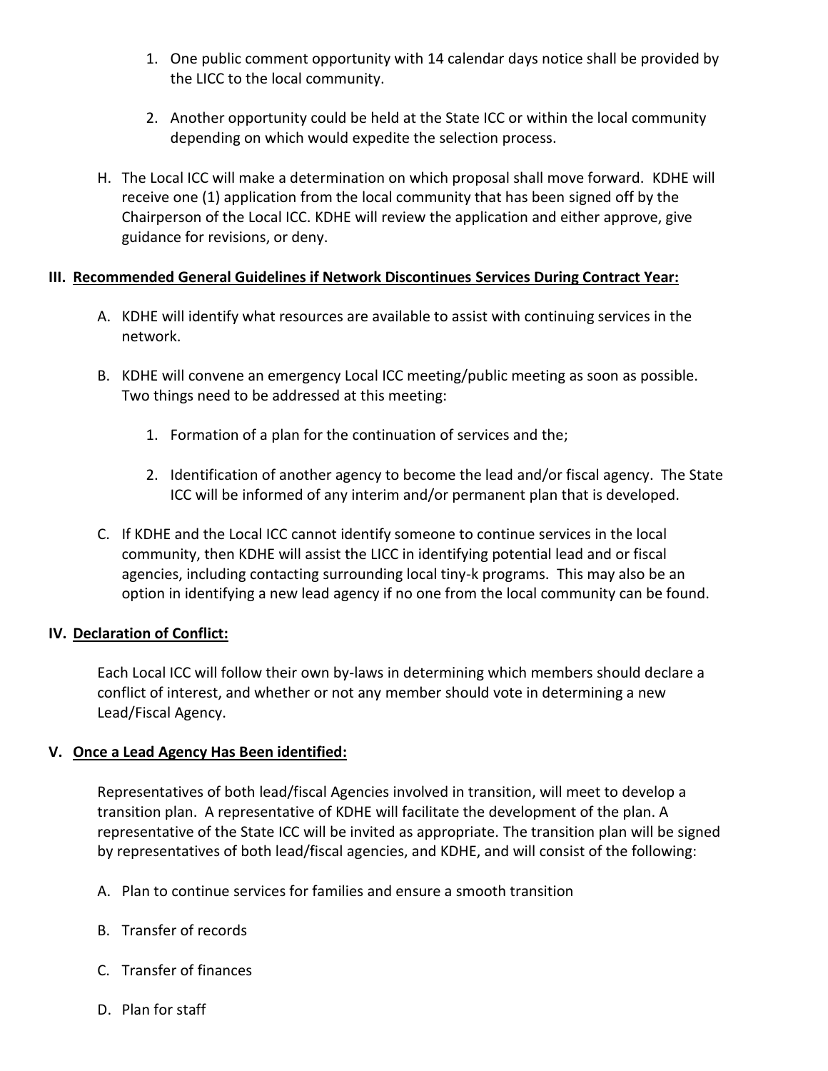1. One public comment opportunity with 14 calendar days notice shall be provided by the LICC to the local community.

2. Another opportunity could be held at the State ICC or within the local community depending on which would expedite the selection process.

H. The Local ICC will make a determination on which proposal shall move forward. KDHE will receive one (1) application from the local community that has been signed off by the Chairperson of the Local ICC. KDHE will review the application and either approve, give guidance for revisions, or deny.

### III. <u>Recommended General Guidelines if Network Discontinues Services During Contract Year:</u>

A. KDHE will identify what resources are available to assist with continuing services in the network.

B. KDHE will convene an emergency Local ICC meeting/public meeting as soon as possible. Two things need to be addressed at this meeting:

   1. Formation of a plan for the continuation of services and the;

   2. Identification of another agency to become the lead and/or fiscal agency. The State ICC will be informed of any interim and/or permanent plan that is developed.

C. If KDHE and the Local ICC cannot identify someone to continue services in the local community, then KDHE will assist the LICC in identifying potential lead and or fiscal agencies, including contacting surrounding local tiny-k programs. This may also be an option in identifying a new lead agency if no one from the local community can be found.

### IV. <u>Declaration of Conflict:</u>

Each Local ICC will follow their own by-laws in determining which members should declare a conflict of interest, and whether or not any member should vote in determining a new Lead/Fiscal Agency.

### V. <u>Once a Lead Agency Has Been identified:</u>

Representatives of both lead/fiscal Agencies involved in transition, will meet to develop a transition plan. A representative of KDHE will facilitate the development of the plan. A representative of the State ICC will be invited as appropriate. The transition plan will be signed by representatives of both lead/fiscal agencies, and KDHE, and will consist of the following:

A. Plan to continue services for families and ensure a smooth transition

B. Transfer of records

C. Transfer of finances

D. Plan for staff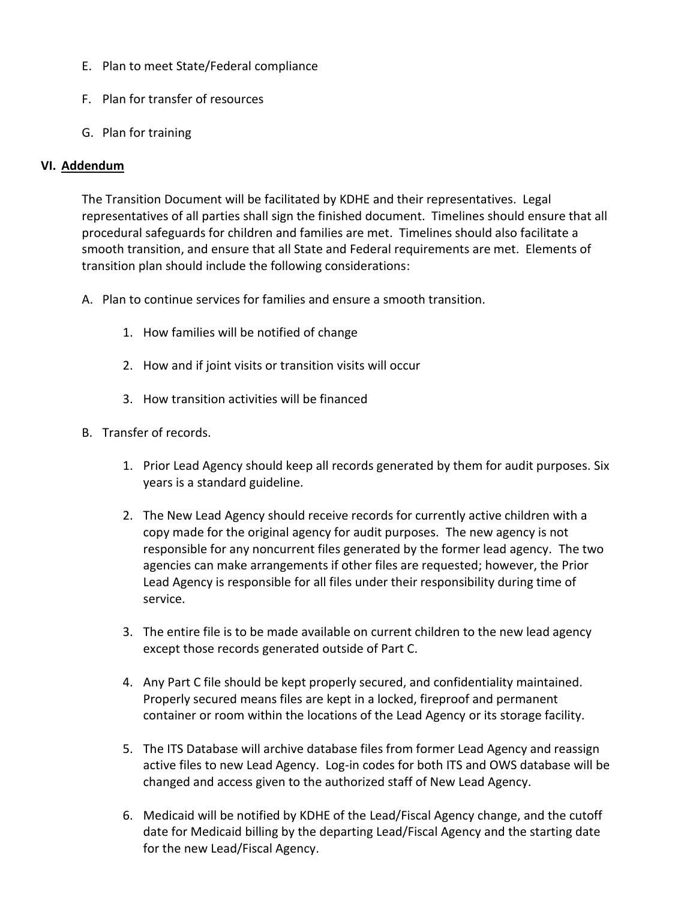E. Plan to meet State/Federal compliance

F. Plan for transfer of resources

G. Plan for training

## VI. <u>Addendum</u>

The Transition Document will be facilitated by KDHE and their representatives. Legal representatives of all parties shall sign the finished document. Timelines should ensure that all procedural safeguards for children and families are met. Timelines should also facilitate a smooth transition, and ensure that all State and Federal requirements are met. Elements of transition plan should include the following considerations:

A. Plan to continue services for families and ensure a smooth transition.

   1. How families will be notified of change

   2. How and if joint visits or transition visits will occur

   3. How transition activities will be financed

B. Transfer of records.

   1. Prior Lead Agency should keep all records generated by them for audit purposes. Six years is a standard guideline.

   2. The New Lead Agency should receive records for currently active children with a copy made for the original agency for audit purposes. The new agency is not responsible for any noncurrent files generated by the former lead agency. The two agencies can make arrangements if other files are requested; however, the Prior Lead Agency is responsible for all files under their responsibility during time of service.

   3. The entire file is to be made available on current children to the new lead agency except those records generated outside of Part C.

   4. Any Part C file should be kept properly secured, and confidentiality maintained. Properly secured means files are kept in a locked, fireproof and permanent container or room within the locations of the Lead Agency or its storage facility.

   5. The ITS Database will archive database files from former Lead Agency and reassign active files to new Lead Agency. Log-in codes for both ITS and OWS database will be changed and access given to the authorized staff of New Lead Agency.

   6. Medicaid will be notified by KDHE of the Lead/Fiscal Agency change, and the cutoff date for Medicaid billing by the departing Lead/Fiscal Agency and the starting date for the new Lead/Fiscal Agency.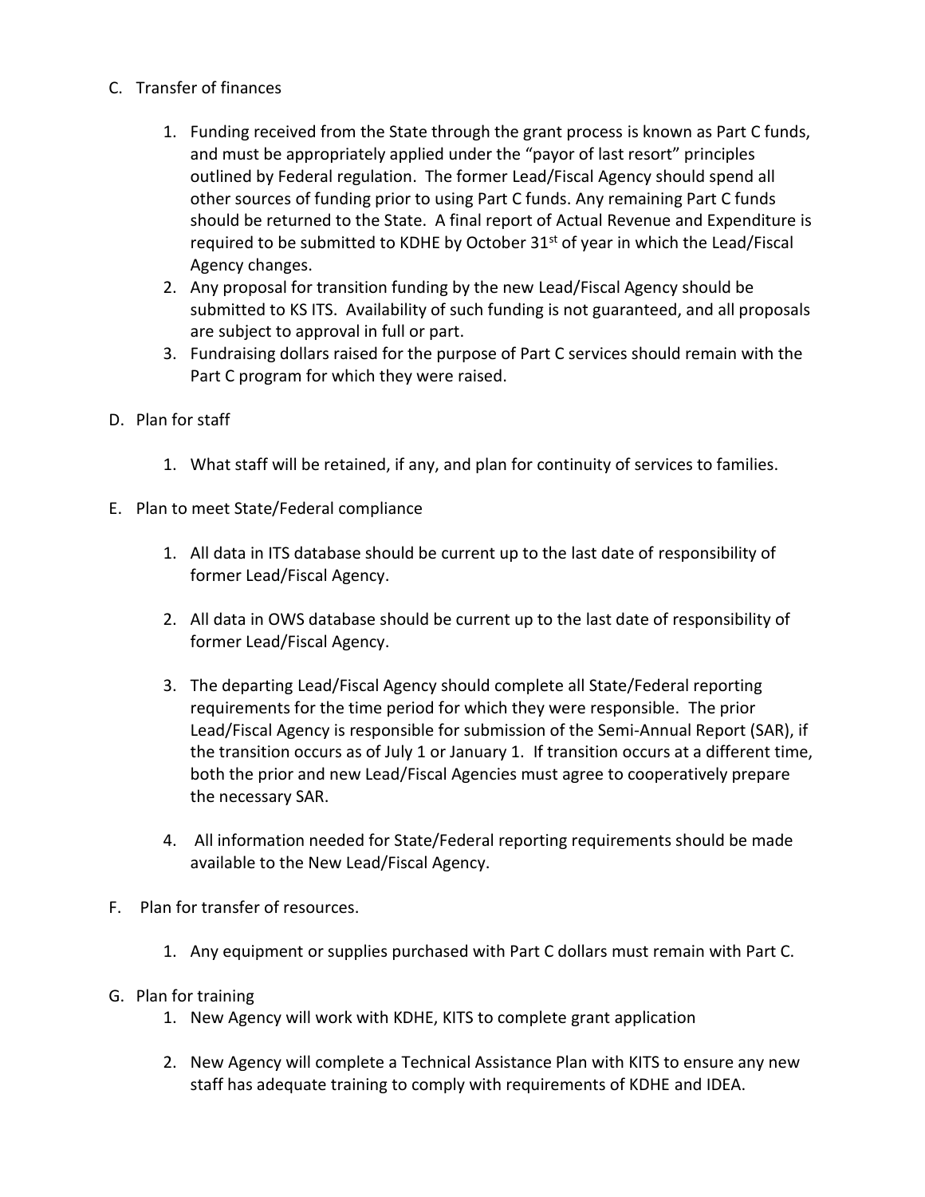C. Transfer of finances

   1. Funding received from the State through the grant process is known as Part C funds, and must be appropriately applied under the “payor of last resort” principles outlined by Federal regulation. The former Lead/Fiscal Agency should spend all other sources of funding prior to using Part C funds. Any remaining Part C funds should be returned to the State. A final report of Actual Revenue and Expenditure is required to be submitted to KDHE by October 31st of year in which the Lead/Fiscal Agency changes.
   2. Any proposal for transition funding by the new Lead/Fiscal Agency should be submitted to KS ITS. Availability of such funding is not guaranteed, and all proposals are subject to approval in full or part.
   3. Fundraising dollars raised for the purpose of Part C services should remain with the Part C program for which they were raised.

D. Plan for staff

   1. What staff will be retained, if any, and plan for continuity of services to families.

E. Plan to meet State/Federal compliance

   1. All data in ITS database should be current up to the last date of responsibility of former Lead/Fiscal Agency.

   2. All data in OWS database should be current up to the last date of responsibility of former Lead/Fiscal Agency.

   3. The departing Lead/Fiscal Agency should complete all State/Federal reporting requirements for the time period for which they were responsible. The prior Lead/Fiscal Agency is responsible for submission of the Semi-Annual Report (SAR), if the transition occurs as of July 1 or January 1. If transition occurs at a different time, both the prior and new Lead/Fiscal Agencies must agree to cooperatively prepare the necessary SAR.

   4. All information needed for State/Federal reporting requirements should be made available to the New Lead/Fiscal Agency.

F. Plan for transfer of resources.

   1. Any equipment or supplies purchased with Part C dollars must remain with Part C.

G. Plan for training

   1. New Agency will work with KDHE, KITS to complete grant application

   2. New Agency will complete a Technical Assistance Plan with KITS to ensure any new staff has adequate training to comply with requirements of KDHE and IDEA.